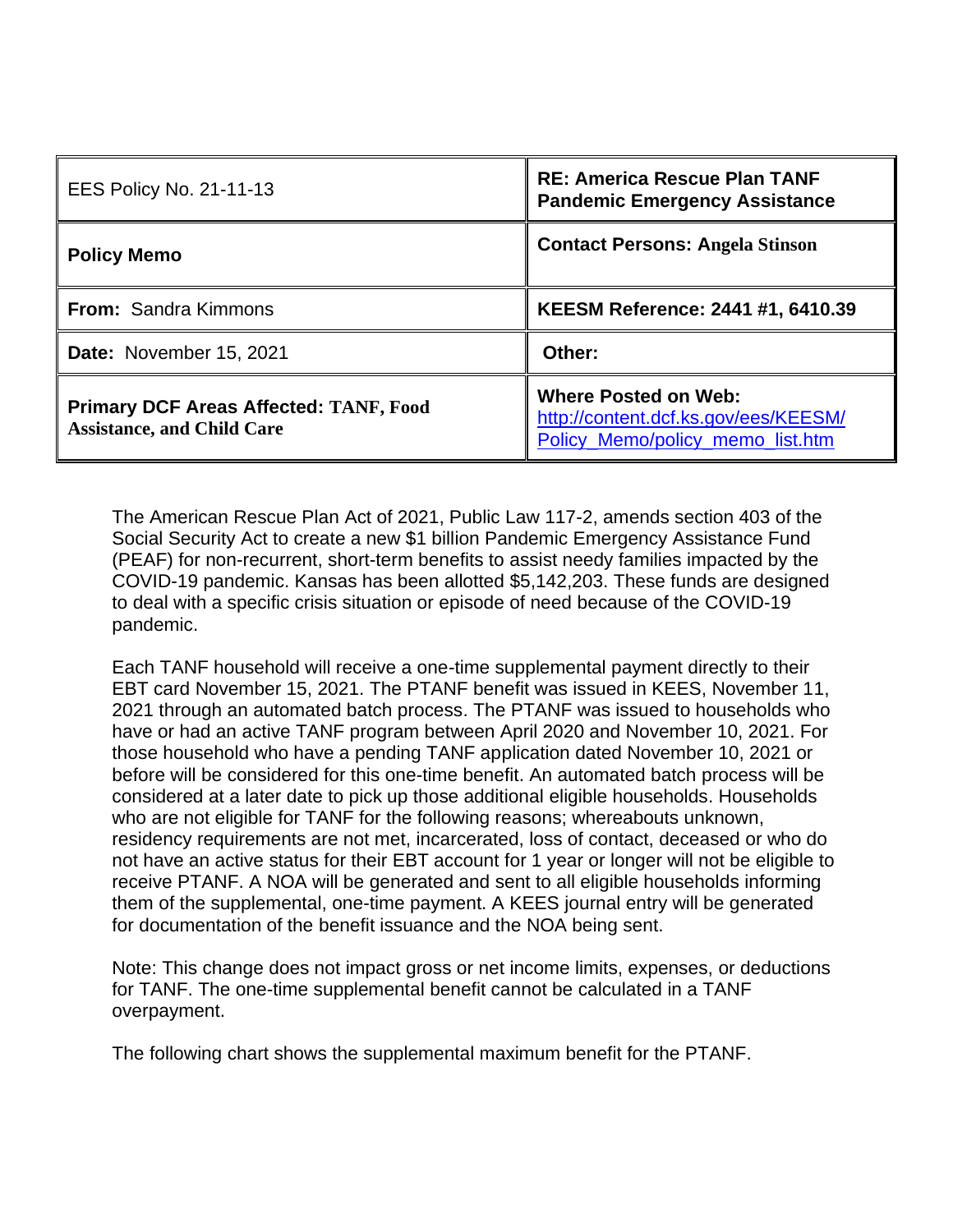| EES Policy No. 21-11-13 | **RE: America Rescue Plan TANF Pandemic Emergency Assistance** |
|---|---|
| **Policy Memo** | **Contact Persons: Angela Stinson** |
| **From:** Sandra Kimmons | **KEESM Reference: 2441 #1, 6410.39** |
| **Date:** November 15, 2021 | **Other:** |
| **Primary DCF Areas Affected: TANF, Food Assistance, and Child Care** | **Where Posted on Web:** [http://content.dcf.ks.gov/ees/KEESM/Policy_Memo/policy_memo_list.htm](http://content.dcf.ks.gov/ees/KEESM/Policy_Memo/policy_memo_list.htm) |

The American Rescue Plan Act of 2021, Public Law 117-2, amends section 403 of the Social Security Act to create a new $1 billion Pandemic Emergency Assistance Fund (PEAF) for non-recurrent, short-term benefits to assist needy families impacted by the COVID-19 pandemic. Kansas has been allotted $5,142,203. These funds are designed to deal with a specific crisis situation or episode of need because of the COVID-19 pandemic.

Each TANF household will receive a one-time supplemental payment directly to their EBT card November 15, 2021. The PTANF benefit was issued in KEES, November 11, 2021 through an automated batch process. The PTANF was issued to households who have or had an active TANF program between April 2020 and November 10, 2021. For those household who have a pending TANF application dated November 10, 2021 or before will be considered for this one-time benefit. An automated batch process will be considered at a later date to pick up those additional eligible households. Households who are not eligible for TANF for the following reasons; whereabouts unknown, residency requirements are not met, incarcerated, loss of contact, deceased or who do not have an active status for their EBT account for 1 year or longer will not be eligible to receive PTANF. A NOA will be generated and sent to all eligible households informing them of the supplemental, one-time payment. A KEES journal entry will be generated for documentation of the benefit issuance and the NOA being sent.

Note: This change does not impact gross or net income limits, expenses, or deductions for TANF. The one-time supplemental benefit cannot be calculated in a TANF overpayment.

The following chart shows the supplemental maximum benefit for the PTANF.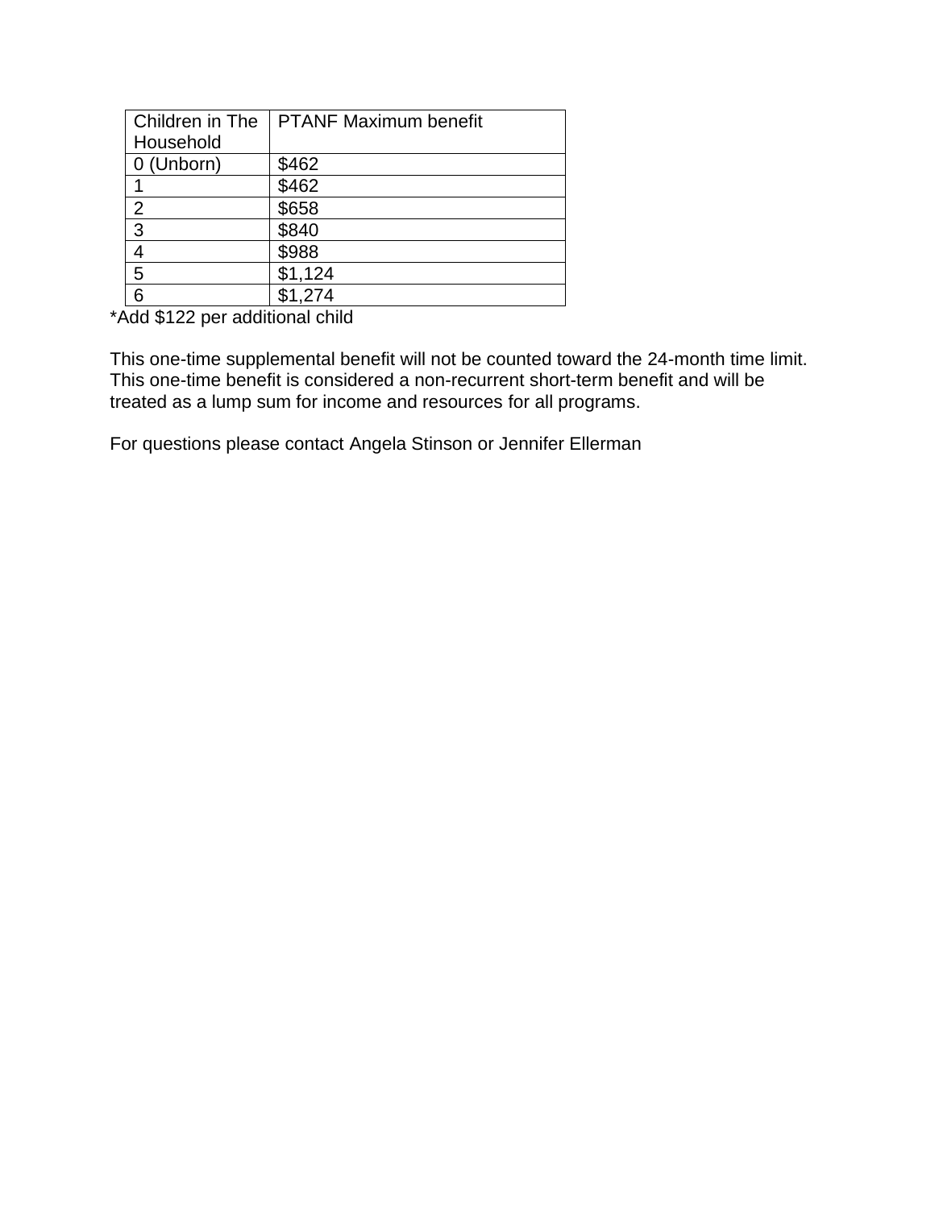| Children in The Household | PTANF Maximum benefit |
|---|---|
| 0 (Unborn) | $462 |
| 1 | $462 |
| 2 | $658 |
| 3 | $840 |
| 4 | $988 |
| 5 | $1,124 |
| 6 | $1,274 |

*Add $122 per additional child

This one-time supplemental benefit will not be counted toward the 24-month time limit. This one-time benefit is considered a non-recurrent short-term benefit and will be treated as a lump sum for income and resources for all programs.

For questions please contact Angela Stinson or Jennifer Ellerman